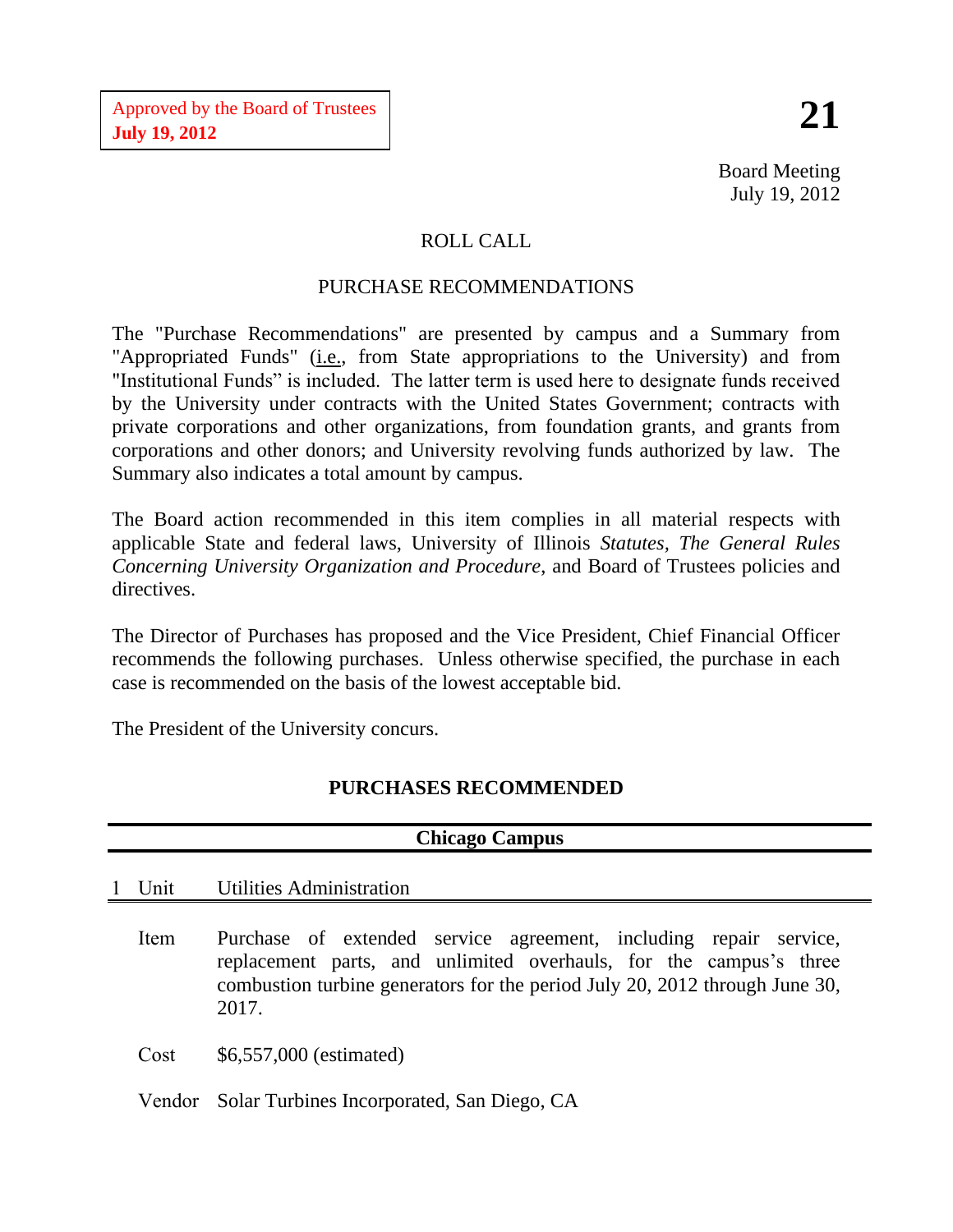Approved by the Board of Trustees
**July 19, 2012**

**21**

Board Meeting
July 19, 2012

ROLL CALL

PURCHASE RECOMMENDATIONS

The "Purchase Recommendations" are presented by campus and a Summary from "Appropriated Funds" (i.e., from State appropriations to the University) and from "Institutional Funds" is included. The latter term is used here to designate funds received by the University under contracts with the United States Government; contracts with private corporations and other organizations, from foundation grants, and grants from corporations and other donors; and University revolving funds authorized by law. The Summary also indicates a total amount by campus.

The Board action recommended in this item complies in all material respects with applicable State and federal laws, University of Illinois *Statutes*, *The General Rules Concerning University Organization and Procedure*, and Board of Trustees policies and directives.

The Director of Purchases has proposed and the Vice President, Chief Financial Officer recommends the following purchases. Unless otherwise specified, the purchase in each case is recommended on the basis of the lowest acceptable bid.

The President of the University concurs.

**PURCHASES RECOMMENDED**

**Chicago Campus**

1 Unit Utilities Administration

Item Purchase of extended service agreement, including repair service, replacement parts, and unlimited overhauls, for the campus's three combustion turbine generators for the period July 20, 2012 through June 30, 2017.

Cost $6,557,000 (estimated)

Vendor Solar Turbines Incorporated, San Diego, CA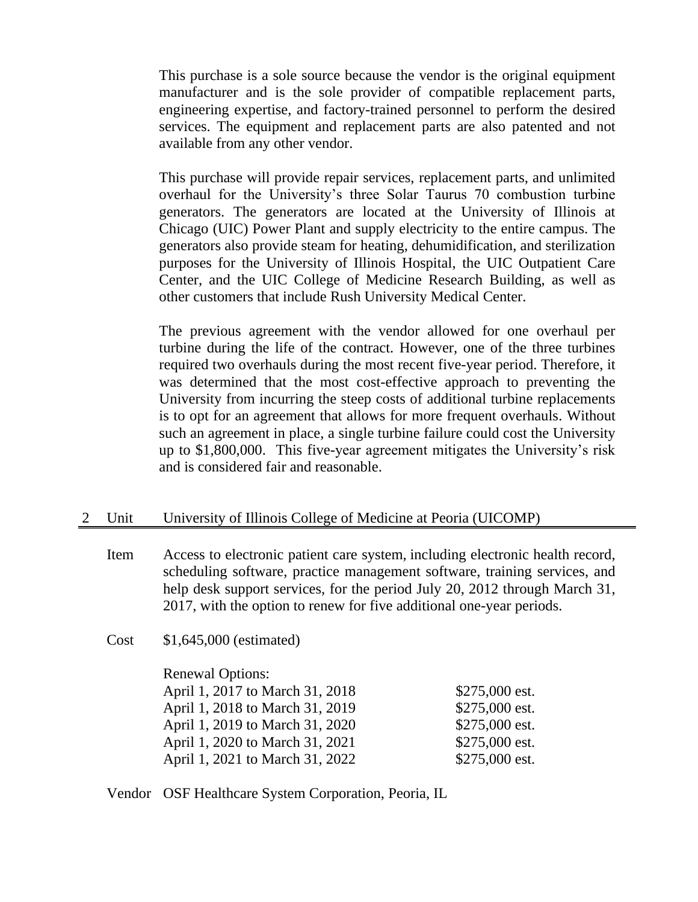This purchase is a sole source because the vendor is the original equipment manufacturer and is the sole provider of compatible replacement parts, engineering expertise, and factory-trained personnel to perform the desired services. The equipment and replacement parts are also patented and not available from any other vendor.

This purchase will provide repair services, replacement parts, and unlimited overhaul for the University's three Solar Taurus 70 combustion turbine generators. The generators are located at the University of Illinois at Chicago (UIC) Power Plant and supply electricity to the entire campus. The generators also provide steam for heating, dehumidification, and sterilization purposes for the University of Illinois Hospital, the UIC Outpatient Care Center, and the UIC College of Medicine Research Building, as well as other customers that include Rush University Medical Center.

The previous agreement with the vendor allowed for one overhaul per turbine during the life of the contract. However, one of the three turbines required two overhauls during the most recent five-year period. Therefore, it was determined that the most cost-effective approach to preventing the University from incurring the steep costs of additional turbine replacements is to opt for an agreement that allows for more frequent overhauls. Without such an agreement in place, a single turbine failure could cost the University up to $1,800,000. This five-year agreement mitigates the University's risk and is considered fair and reasonable.

## 2 Unit University of Illinois College of Medicine at Peoria (UICOMP)

**Item** Access to electronic patient care system, including electronic health record, scheduling software, practice management software, training services, and help desk support services, for the period July 20, 2012 through March 31, 2017, with the option to renew for five additional one-year periods.

**Cost** $1,645,000 (estimated)

Renewal Options:

| | |
|---|---|
| April 1, 2017 to March 31, 2018 | $275,000 est. |
| April 1, 2018 to March 31, 2019 | $275,000 est. |
| April 1, 2019 to March 31, 2020 | $275,000 est. |
| April 1, 2020 to March 31, 2021 | $275,000 est. |
| April 1, 2021 to March 31, 2022 | $275,000 est. |

**Vendor** OSF Healthcare System Corporation, Peoria, IL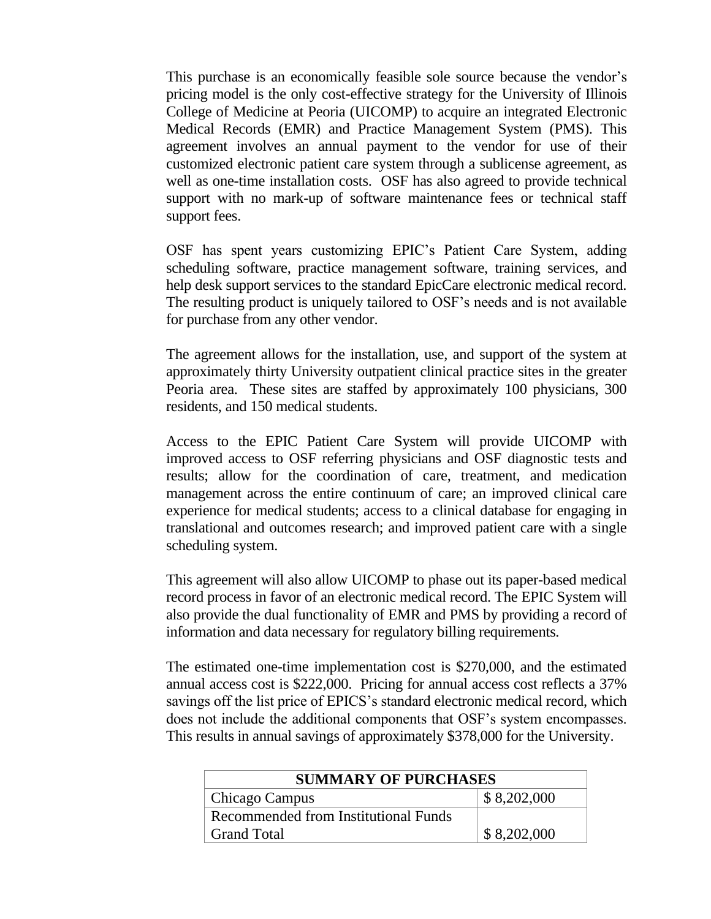This purchase is an economically feasible sole source because the vendor's pricing model is the only cost-effective strategy for the University of Illinois College of Medicine at Peoria (UICOMP) to acquire an integrated Electronic Medical Records (EMR) and Practice Management System (PMS). This agreement involves an annual payment to the vendor for use of their customized electronic patient care system through a sublicense agreement, as well as one-time installation costs. OSF has also agreed to provide technical support with no mark-up of software maintenance fees or technical staff support fees.

OSF has spent years customizing EPIC's Patient Care System, adding scheduling software, practice management software, training services, and help desk support services to the standard EpicCare electronic medical record. The resulting product is uniquely tailored to OSF's needs and is not available for purchase from any other vendor.

The agreement allows for the installation, use, and support of the system at approximately thirty University outpatient clinical practice sites in the greater Peoria area. These sites are staffed by approximately 100 physicians, 300 residents, and 150 medical students.

Access to the EPIC Patient Care System will provide UICOMP with improved access to OSF referring physicians and OSF diagnostic tests and results; allow for the coordination of care, treatment, and medication management across the entire continuum of care; an improved clinical care experience for medical students; access to a clinical database for engaging in translational and outcomes research; and improved patient care with a single scheduling system.

This agreement will also allow UICOMP to phase out its paper-based medical record process in favor of an electronic medical record. The EPIC System will also provide the dual functionality of EMR and PMS by providing a record of information and data necessary for regulatory billing requirements.

The estimated one-time implementation cost is $270,000, and the estimated annual access cost is $222,000. Pricing for annual access cost reflects a 37% savings off the list price of EPICS's standard electronic medical record, which does not include the additional components that OSF's system encompasses. This results in annual savings of approximately $378,000 for the University.

| SUMMARY OF PURCHASES | |
|---|---|
| Chicago Campus | $ 8,202,000 |
| Recommended from Institutional Funds<br>Grand Total | $ 8,202,000 |